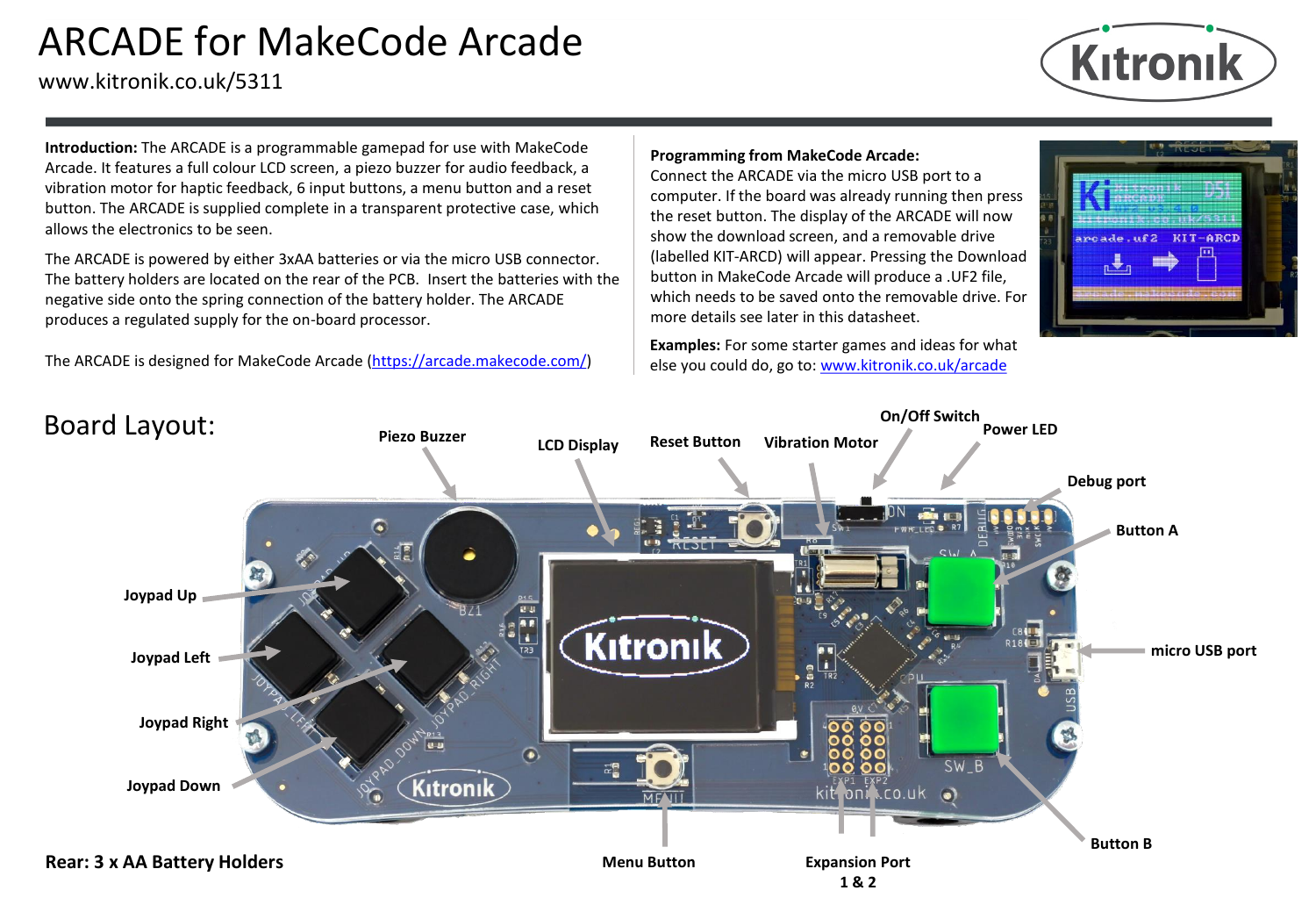# ARCADE for MakeCode Arcade

www.kitronik.co.uk/5311

**Introduction:** The ARCADE is a programmable gamepad for use with MakeCode Arcade. It features a full colour LCD screen, a piezo buzzer for audio feedback, a vibration motor for haptic feedback, 6 input buttons, a menu button and a reset button. The ARCADE is supplied complete in a transparent protective case, which allows the electronics to be seen.

The ARCADE is powered by either 3xAA batteries or via the micro USB connector. The battery holders are located on the rear of the PCB. Insert the batteries with the negative side onto the spring connection of the battery holder. The ARCADE produces a regulated supply for the on-board processor.

The ARCADE is designed for MakeCode Arcade (https://arcade.makecode.com/)

**Programming from MakeCode Arcade:**
Connect the ARCADE via the micro USB port to a computer. If the board was already running then press the reset button. The display of the ARCADE will now show the download screen, and a removable drive (labelled KIT-ARCD) will appear. Pressing the Download button in MakeCode Arcade will produce a .UF2 file, which needs to be saved onto the removable drive. For more details see later in this datasheet.

**Examples:** For some starter games and ideas for what else you could do, go to: www.kitronik.co.uk/arcade

## Board Layout:

- **Piezo Buzzer**
- **LCD Display**
- **Reset Button**
- **Vibration Motor**
- **On/Off Switch**
- **Power LED**
- **Debug port**
- **Button A**
- **micro USB port**
- **Button B**
- **Expansion Port 1 & 2**
- **Menu Button**
- **Joypad Up**
- **Joypad Left**
- **Joypad Right**
- **Joypad Down**

**Rear: 3 x AA Battery Holders**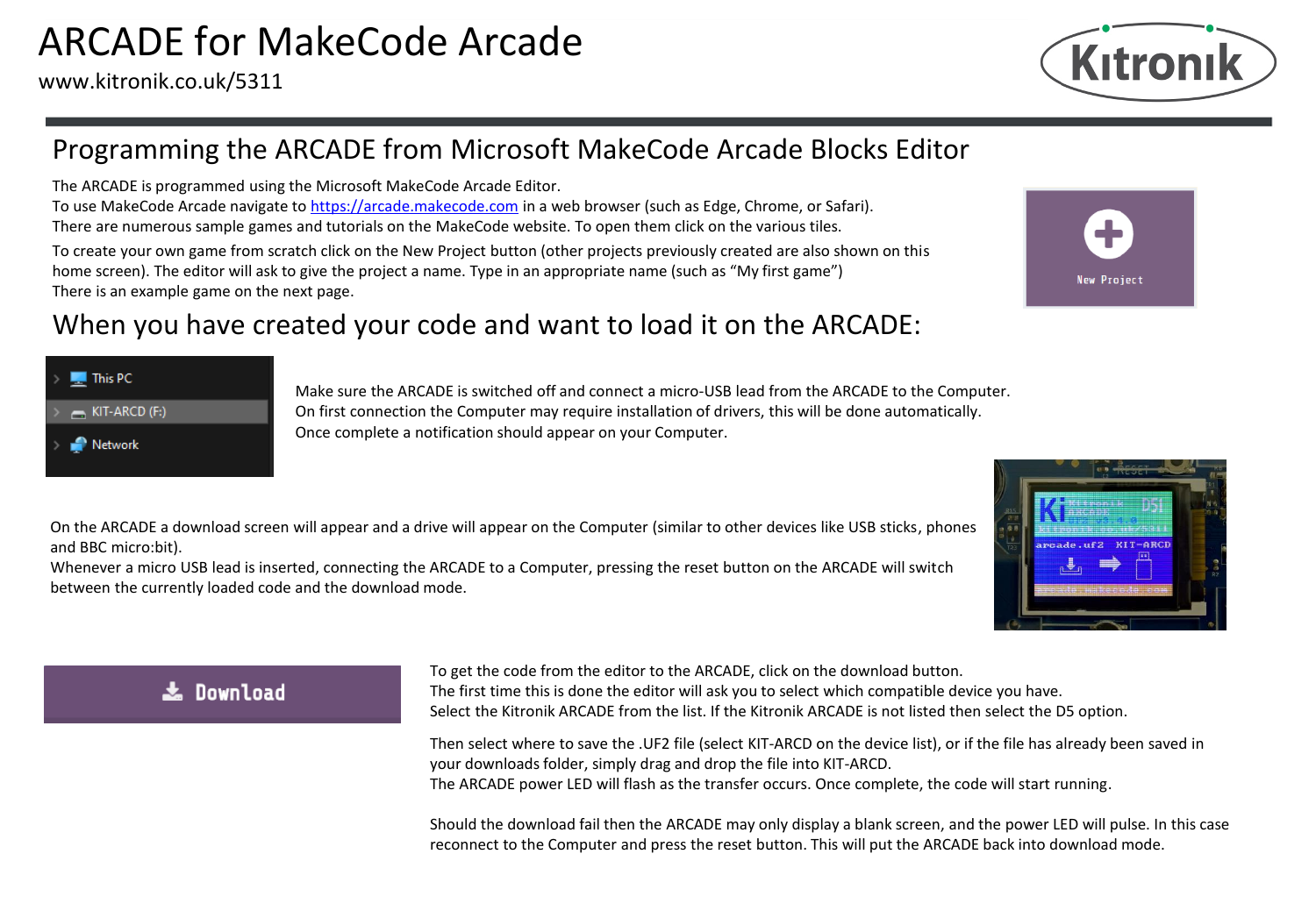# ARCADE for MakeCode Arcade

www.kitronik.co.uk/5311

## Programming the ARCADE from Microsoft MakeCode Arcade Blocks Editor

The ARCADE is programmed using the Microsoft MakeCode Arcade Editor.
To use MakeCode Arcade navigate to https://arcade.makecode.com in a web browser (such as Edge, Chrome, or Safari).
There are numerous sample games and tutorials on the MakeCode website. To open them click on the various tiles.

To create your own game from scratch click on the New Project button (other projects previously created are also shown on this home screen). The editor will ask to give the project a name. Type in an appropriate name (such as "My first game")
There is an example game on the next page.

## When you have created your code and want to load it on the ARCADE:

Make sure the ARCADE is switched off and connect a micro-USB lead from the ARCADE to the Computer.
On first connection the Computer may require installation of drivers, this will be done automatically.
Once complete a notification should appear on your Computer.

On the ARCADE a download screen will appear and a drive will appear on the Computer (similar to other devices like USB sticks, phones and BBC micro:bit).
Whenever a micro USB lead is inserted, connecting the ARCADE to a Computer, pressing the reset button on the ARCADE will switch between the currently loaded code and the download mode.

To get the code from the editor to the ARCADE, click on the download button.
The first time this is done the editor will ask you to select which compatible device you have.
Select the Kitronik ARCADE from the list. If the Kitronik ARCADE is not listed then select the D5 option.

Then select where to save the .UF2 file (select KIT-ARCD on the device list), or if the file has already been saved in your downloads folder, simply drag and drop the file into KIT-ARCD.
The ARCADE power LED will flash as the transfer occurs. Once complete, the code will start running.

Should the download fail then the ARCADE may only display a blank screen, and the power LED will pulse. In this case reconnect to the Computer and press the reset button. This will put the ARCADE back into download mode.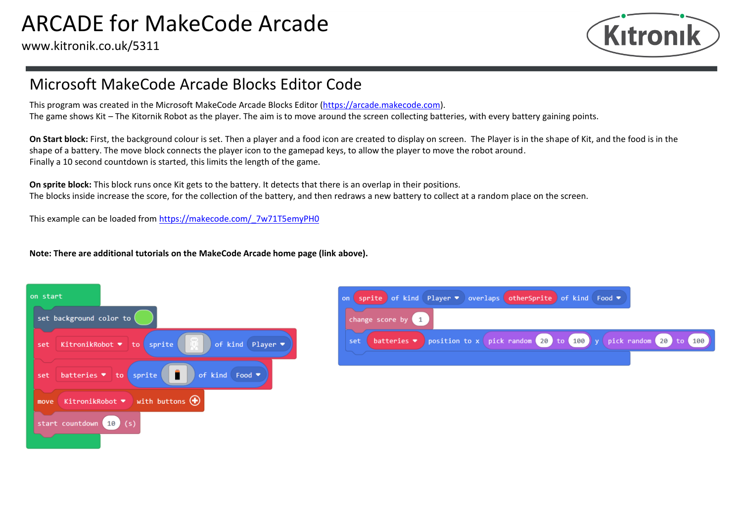# ARCADE for MakeCode Arcade

www.kitronik.co.uk/5311

Kitronik

## Microsoft MakeCode Arcade Blocks Editor Code

This program was created in the Microsoft MakeCode Arcade Blocks Editor (https://arcade.makecode.com).
The game shows Kit – The Kitornik Robot as the player. The aim is to move around the screen collecting batteries, with every battery gaining points.

**On Start block:** First, the background colour is set. Then a player and a food icon are created to display on screen. The Player is in the shape of Kit, and the food is in the shape of a battery. The move block connects the player icon to the gamepad keys, to allow the player to move the robot around.
Finally a 10 second countdown is started, this limits the length of the game.

**On sprite block:** This block runs once Kit gets to the battery. It detects that there is an overlap in their positions.
The blocks inside increase the score, for the collection of the battery, and then redraws a new battery to collect at a random place on the screen.

This example can be loaded from https://makecode.com/_7w71T5emyPH0

**Note: There are additional tutorials on the MakeCode Arcade home page (link above).**

```
on start
    set background color to [green]
    set KitronikRobot to sprite [image] of kind Player
    set batteries to sprite [image] of kind Food
    move KitronikRobot with buttons
    start countdown 10 (s)
```

```
on sprite of kind Player overlaps otherSprite of kind Food
    change score by 1
    set batteries position to x pick random 20 to 100 y pick random 20 to 100
```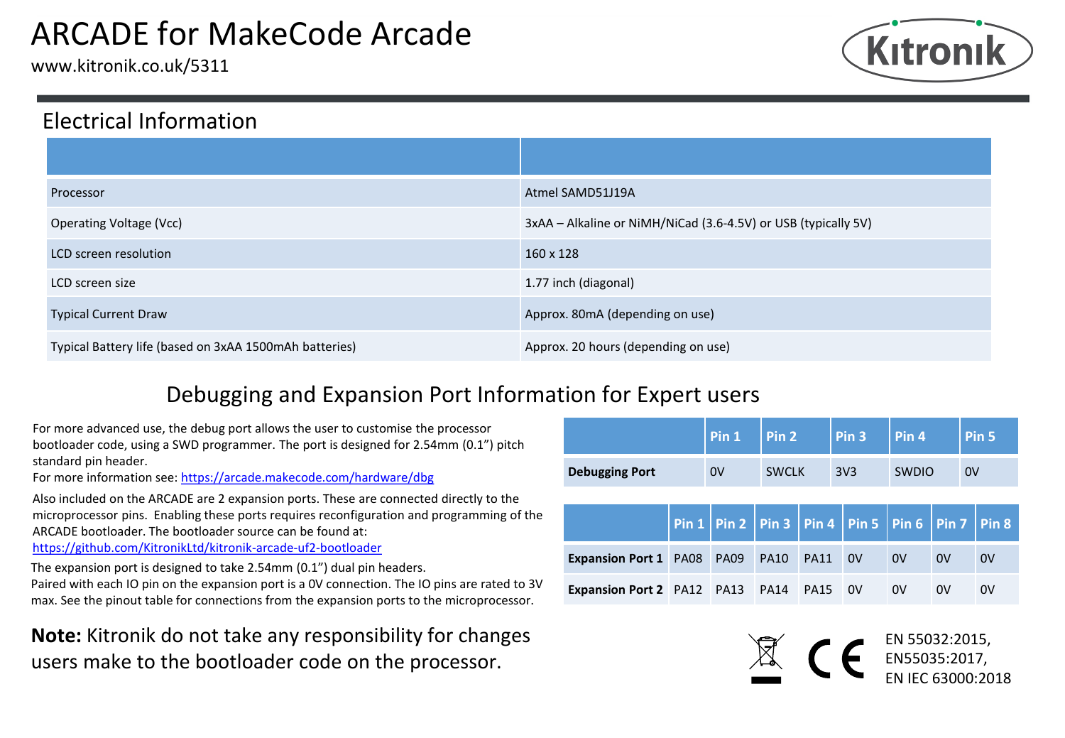# ARCADE for MakeCode Arcade

www.kitronik.co.uk/5311

## Electrical Information

| | |
|---|---|
| Processor | Atmel SAMD51J19A |
| Operating Voltage (Vcc) | 3xAA – Alkaline or NiMH/NiCad (3.6-4.5V) or USB (typically 5V) |
| LCD screen resolution | 160 x 128 |
| LCD screen size | 1.77 inch (diagonal) |
| Typical Current Draw | Approx. 80mA (depending on use) |
| Typical Battery life (based on 3xAA 1500mAh batteries) | Approx. 20 hours (depending on use) |

## Debugging and Expansion Port Information for Expert users

For more advanced use, the debug port allows the user to customise the processor bootloader code, using a SWD programmer. The port is designed for 2.54mm (0.1") pitch standard pin header.
For more information see: https://arcade.makecode.com/hardware/dbg

Also included on the ARCADE are 2 expansion ports. These are connected directly to the microprocessor pins. Enabling these ports requires reconfiguration and programming of the ARCADE bootloader. The bootloader source can be found at:
https://github.com/KitronikLtd/kitronik-arcade-uf2-bootloader

The expansion port is designed to take 2.54mm (0.1") dual pin headers.
Paired with each IO pin on the expansion port is a 0V connection. The IO pins are rated to 3V max. See the pinout table for connections from the expansion ports to the microprocessor.

| | Pin 1 | Pin 2 | Pin 3 | Pin 4 | Pin 5 |
|---|---|---|---|---|---|
| **Debugging Port** | 0V | SWCLK | 3V3 | SWDIO | 0V |

| | Pin 1 | Pin 2 | Pin 3 | Pin 4 | Pin 5 | Pin 6 | Pin 7 | Pin 8 |
|---|---|---|---|---|---|---|---|---|
| **Expansion Port 1** | PA08 | PA09 | PA10 | PA11 | 0V | 0V | 0V | 0V |
| **Expansion Port 2** | PA12 | PA13 | PA14 | PA15 | 0V | 0V | 0V | 0V |

**Note:** Kitronik do not take any responsibility for changes users make to the bootloader code on the processor.

EN 55032:2015,
EN55035:2017,
EN IEC 63000:2018